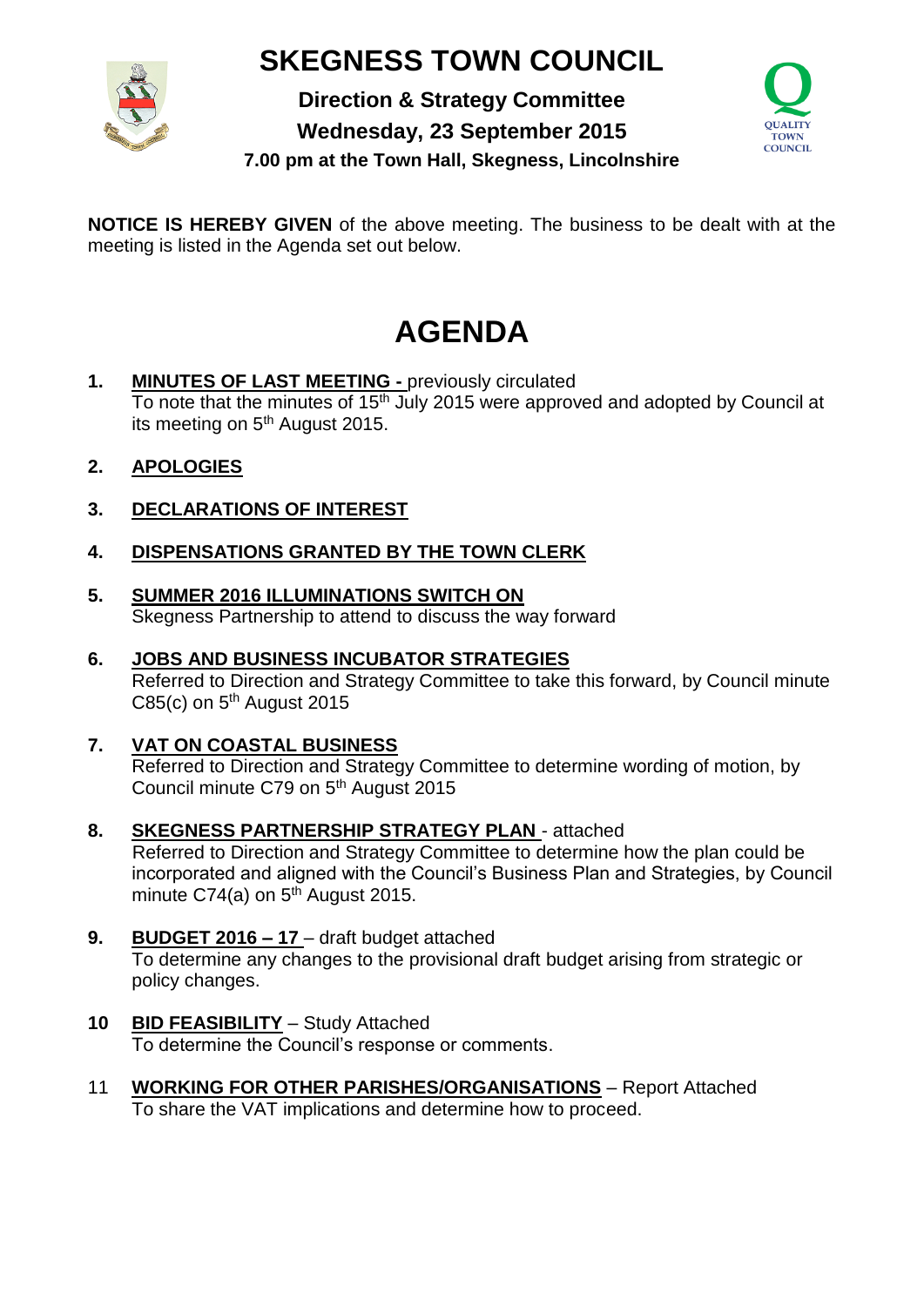# SKEGNESS TOWN COUNCIL

**Direction & Strategy Committee**
**Wednesday, 23 September 2015**
**7.00 pm at the Town Hall, Skegness, Lincolnshire**

**NOTICE IS HEREBY GIVEN** of the above meeting. The business to be dealt with at the meeting is listed in the Agenda set out below.

# AGENDA

1. **MINUTES OF LAST MEETING -** previously circulated
   To note that the minutes of 15th July 2015 were approved and adopted by Council at its meeting on 5th August 2015.

2. **APOLOGIES**

3. **DECLARATIONS OF INTEREST**

4. **DISPENSATIONS GRANTED BY THE TOWN CLERK**

5. **SUMMER 2016 ILLUMINATIONS SWITCH ON**
   Skegness Partnership to attend to discuss the way forward

6. **JOBS AND BUSINESS INCUBATOR STRATEGIES**
   Referred to Direction and Strategy Committee to take this forward, by Council minute C85(c) on 5th August 2015

7. **VAT ON COASTAL BUSINESS**
   Referred to Direction and Strategy Committee to determine wording of motion, by Council minute C79 on 5th August 2015

8. **SKEGNESS PARTNERSHIP STRATEGY PLAN** - attached
   Referred to Direction and Strategy Committee to determine how the plan could be incorporated and aligned with the Council's Business Plan and Strategies, by Council minute C74(a) on 5th August 2015.

9. **BUDGET 2016 – 17** – draft budget attached
   To determine any changes to the provisional draft budget arising from strategic or policy changes.

10. **BID FEASIBILITY** – Study Attached
    To determine the Council's response or comments.

11. **WORKING FOR OTHER PARISHES/ORGANISATIONS** – Report Attached
    To share the VAT implications and determine how to proceed.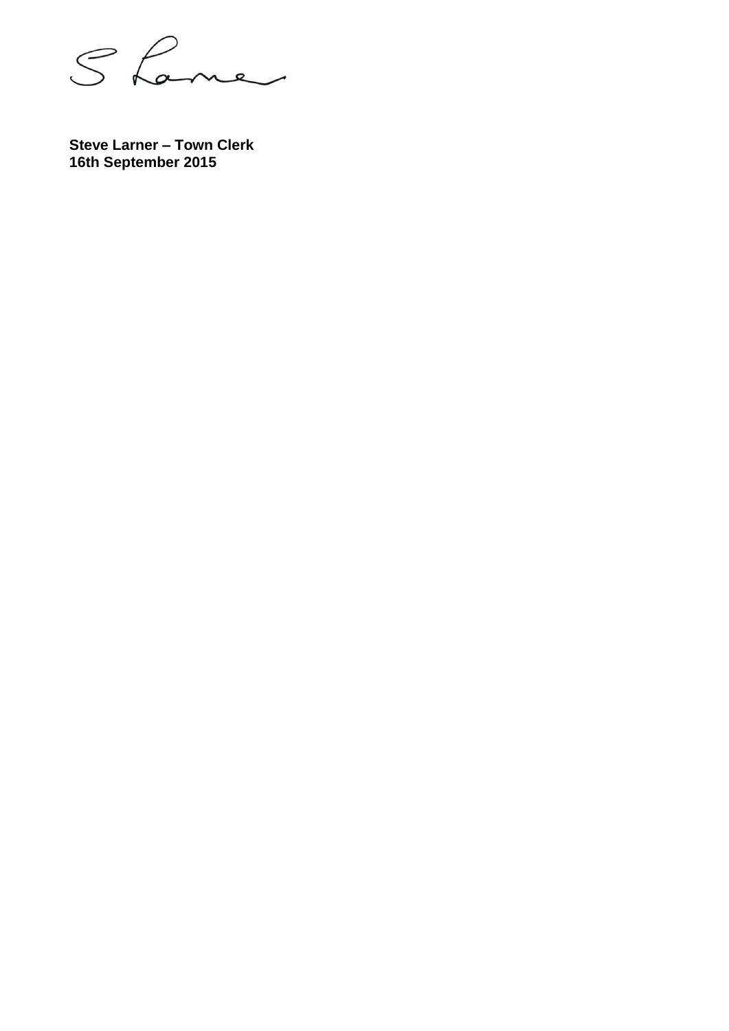**Steve Larner – Town Clerk**
**16th September 2015**